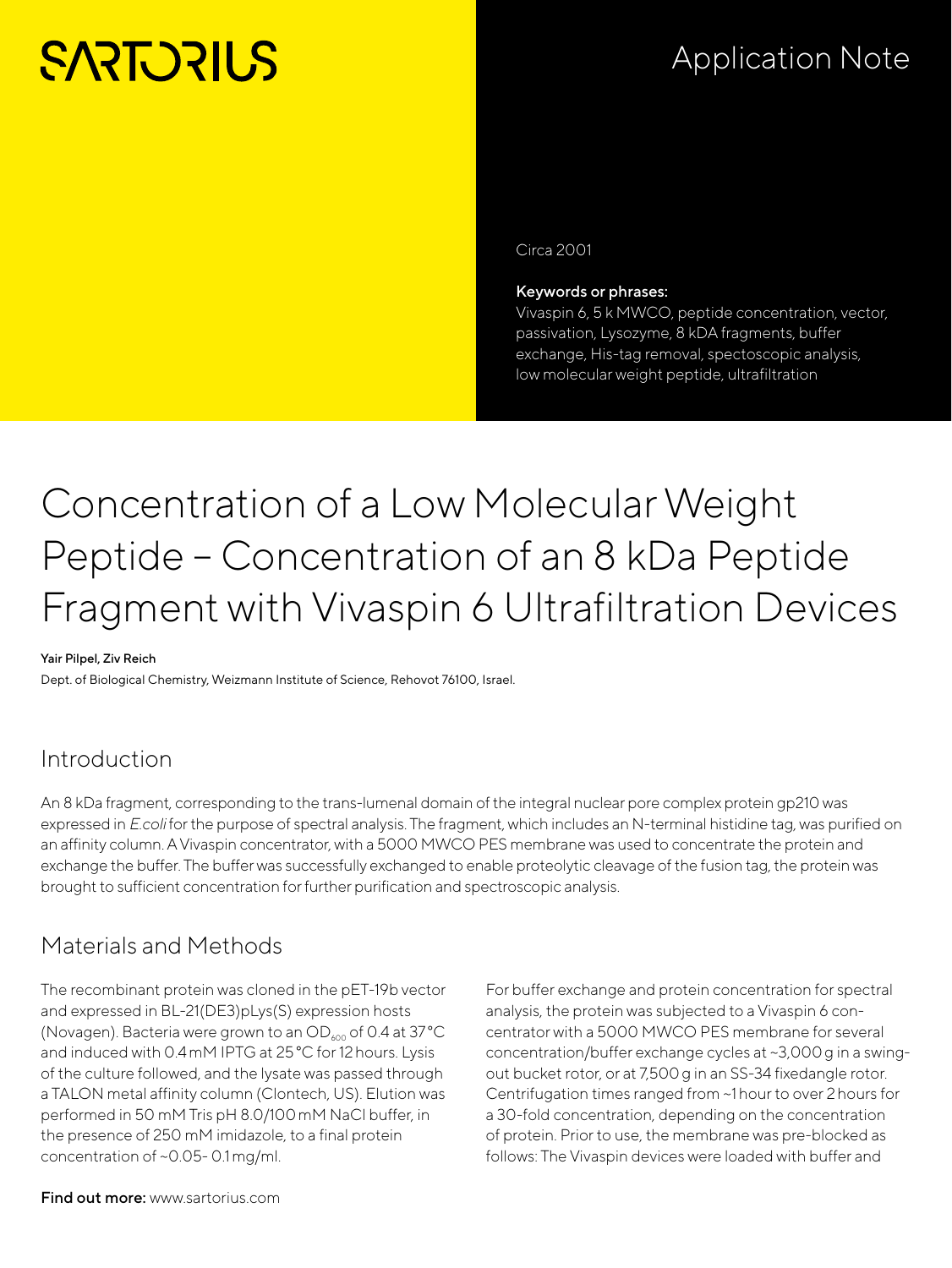SARTORIUS

Application Note

Circa 2001

**Keywords or phrases:**
Vivaspin 6, 5 k MWCO, peptide concentration, vector, passivation, Lysozyme, 8 kDA fragments, buffer exchange, His-tag removal, spectoscopic analysis, low molecular weight peptide, ultrafiltration

# Concentration of a Low Molecular Weight Peptide – Concentration of an 8 kDa Peptide Fragment with Vivaspin 6 Ultrafiltration Devices

**Yair Pilpel, Ziv Reich**
Dept. of Biological Chemistry, Weizmann Institute of Science, Rehovot 76100, Israel.

## Introduction

An 8 kDa fragment, corresponding to the trans-lumenal domain of the integral nuclear pore complex protein gp210 was expressed in *E.coli* for the purpose of spectral analysis. The fragment, which includes an N-terminal histidine tag, was purified on an affinity column. A Vivaspin concentrator, with a 5000 MWCO PES membrane was used to concentrate the protein and exchange the buffer. The buffer was successfully exchanged to enable proteolytic cleavage of the fusion tag, the protein was brought to sufficient concentration for further purification and spectroscopic analysis.

## Materials and Methods

The recombinant protein was cloned in the pET-19b vector and expressed in BL-21(DE3)pLys(S) expression hosts (Novagen). Bacteria were grown to an $OD_{600}$ of 0.4 at 37 °C and induced with 0.4 mM IPTG at 25 °C for 12 hours. Lysis of the culture followed, and the lysate was passed through a TALON metal affinity column (Clontech, US). Elution was performed in 50 mM Tris pH 8.0/100 mM NaCl buffer, in the presence of 250 mM imidazole, to a final protein concentration of ~0.05- 0.1 mg/ml.

For buffer exchange and protein concentration for spectral analysis, the protein was subjected to a Vivaspin 6 concentrator with a 5000 MWCO PES membrane for several concentration/buffer exchange cycles at ~3,000 g in a swing-out bucket rotor, or at 7,500 g in an SS-34 fixedangle rotor. Centrifugation times ranged from ~1 hour to over 2 hours for a 30-fold concentration, depending on the concentration of protein. Prior to use, the membrane was pre-blocked as follows: The Vivaspin devices were loaded with buffer and

**Find out more:** www.sartorius.com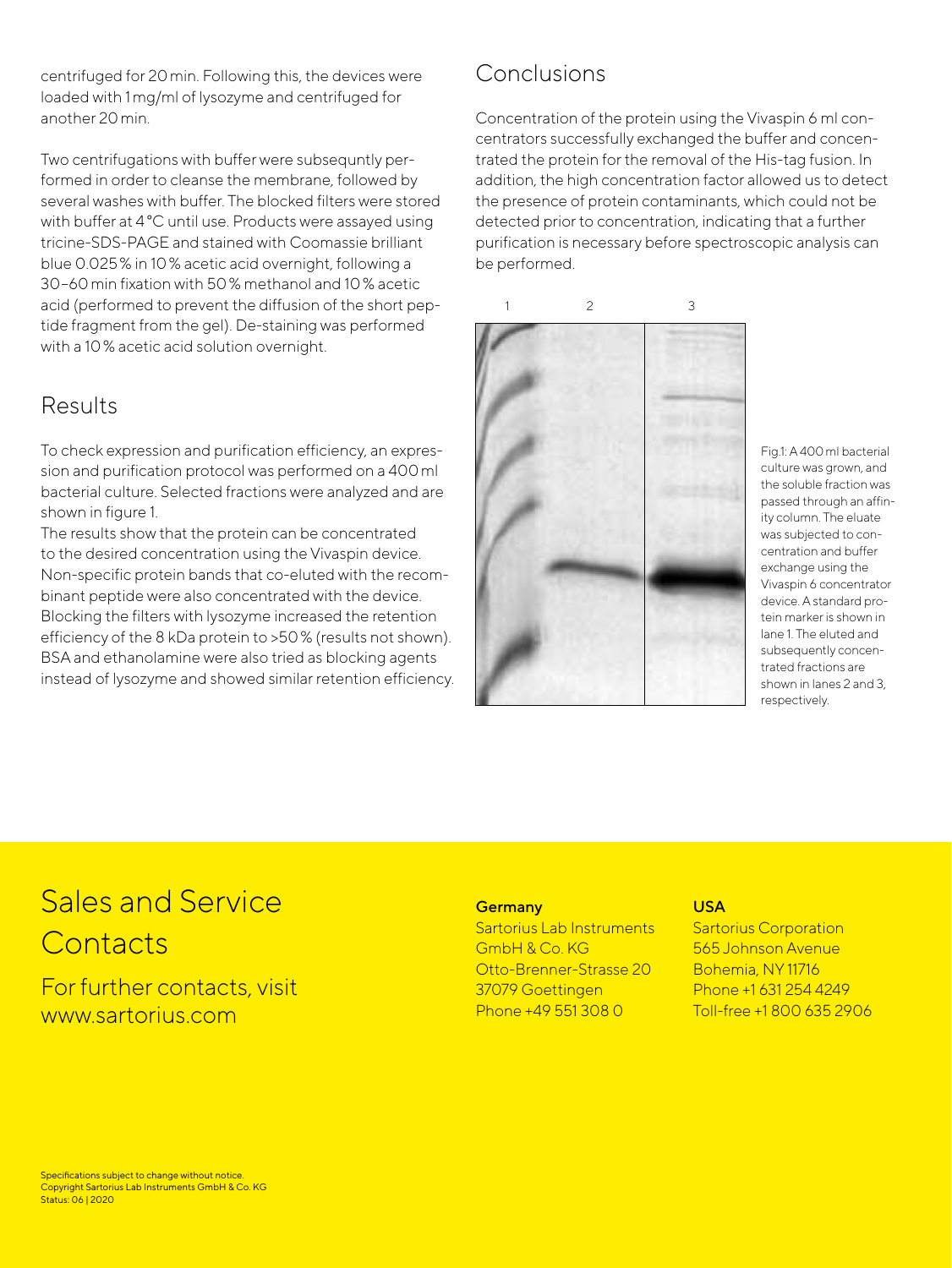centrifuged for 20 min. Following this, the devices were loaded with 1 mg/ml of lysozyme and centrifuged for another 20 min.

Two centrifugations with buffer were subsequntly performed in order to cleanse the membrane, followed by several washes with buffer. The blocked filters were stored with buffer at 4 °C until use. Products were assayed using tricine-SDS-PAGE and stained with Coomassie brilliant blue 0.025 % in 10 % acetic acid overnight, following a 30–60 min fixation with 50 % methanol and 10 % acetic acid (performed to prevent the diffusion of the short peptide fragment from the gel). De-staining was performed with a 10 % acetic acid solution overnight.

## Results

To check expression and purification efficiency, an expression and purification protocol was performed on a 400 ml bacterial culture. Selected fractions were analyzed and are shown in figure 1.

The results show that the protein can be concentrated to the desired concentration using the Vivaspin device. Non-specific protein bands that co-eluted with the recombinant peptide were also concentrated with the device. Blocking the filters with lysozyme increased the retention efficiency of the 8 kDa protein to >50 % (results not shown). BSA and ethanolamine were also tried as blocking agents instead of lysozyme and showed similar retention efficiency.

## Conclusions

Concentration of the protein using the Vivaspin 6 ml concentrators successfully exchanged the buffer and concentrated the protein for the removal of the His-tag fusion. In addition, the high concentration factor allowed us to detect the presence of protein contaminants, which could not be detected prior to concentration, indicating that a further purification is necessary before spectroscopic analysis can be performed.

1 2 3

Fig.1: A 400 ml bacterial culture was grown, and the soluble fraction was passed through an affinity column. The eluate was subjected to concentration and buffer exchange using the Vivaspin 6 concentrator device. A standard protein marker is shown in lane 1. The eluted and subsequently concentrated fractions are shown in lanes 2 and 3, respectively.

# Sales and Service Contacts

For further contacts, visit www.sartorius.com

**Germany**
Sartorius Lab Instruments GmbH & Co. KG
Otto-Brenner-Strasse 20
37079 Goettingen
Phone +49 551 308 0

**USA**
Sartorius Corporation
565 Johnson Avenue
Bohemia, NY 11716
Phone +1 631 254 4249
Toll-free +1 800 635 2906

Specifications subject to change without notice.
Copyright Sartorius Lab Instruments GmbH & Co. KG
Status: 06 | 2020